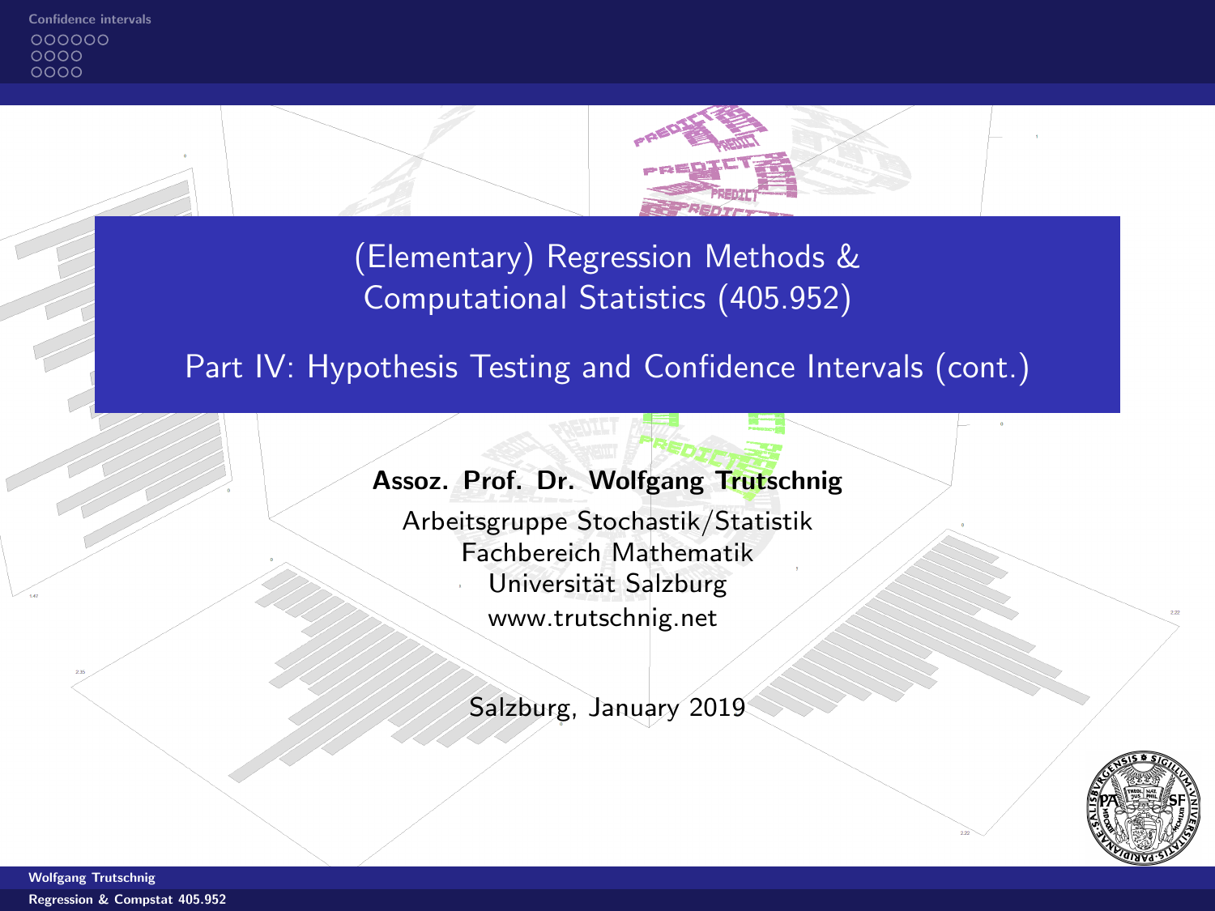# (Elementary) Regression Methods & Computational Statistics (405.952)

## Part IV: Hypothesis Testing and Confidence Intervals (cont.)

**Assoz. Prof. Dr. Wolfgang Trutschnig**

Arbeitsgruppe Stochastik/Statistik
Fachbereich Mathematik
Universität Salzburg
www.trutschnig.net

Salzburg, January 2019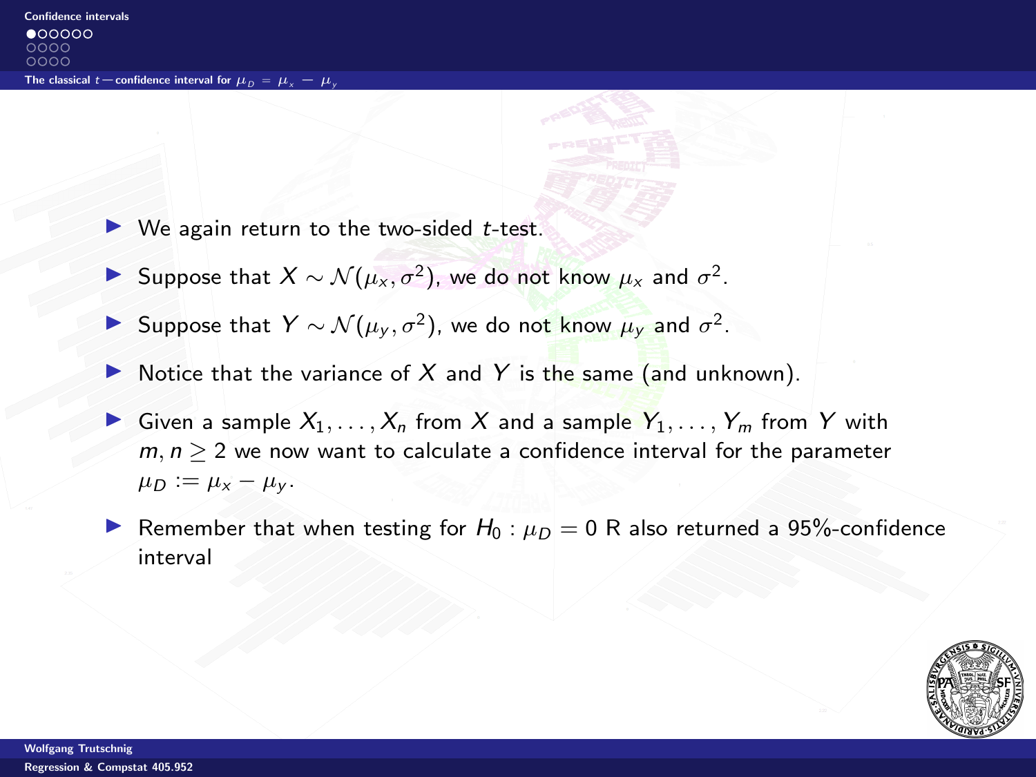## The classical $t$—confidence interval for $\mu_D = \mu_x - \mu_y$

- We again return to the two-sided $t$-test.
- Suppose that $X \sim \mathcal{N}(\mu_x, \sigma^2)$, we do not know $\mu_x$ and $\sigma^2$.
- Suppose that $Y \sim \mathcal{N}(\mu_y, \sigma^2)$, we do not know $\mu_y$ and $\sigma^2$.
- Notice that the variance of $X$ and $Y$ is the same (and unknown).
- Given a sample $X_1, \ldots, X_n$ from $X$ and a sample $Y_1, \ldots, Y_m$ from $Y$ with $m, n \geq 2$ we now want to calculate a confidence interval for the parameter $\mu_D := \mu_x - \mu_y$.
- Remember that when testing for $H_0 : \mu_D = 0$ R also returned a 95%-confidence interval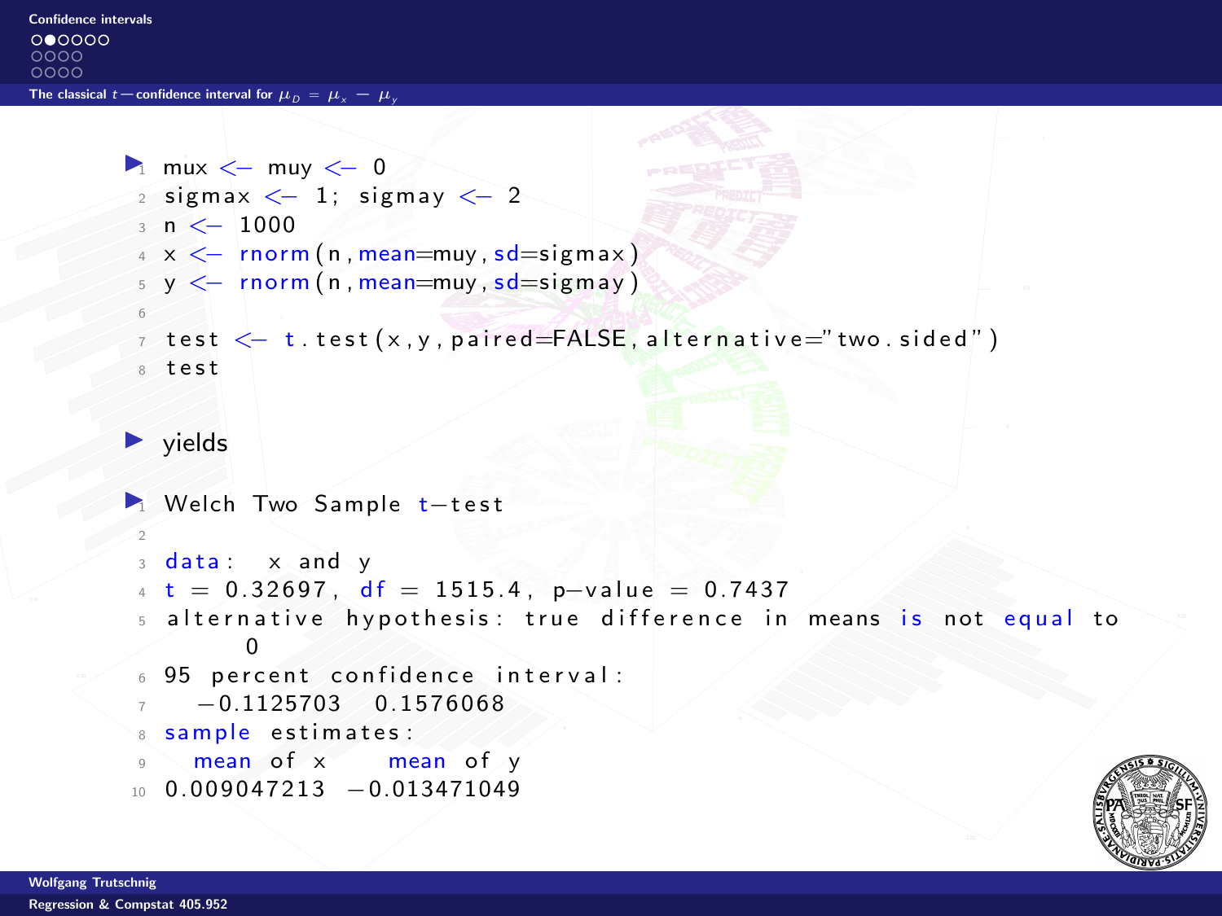## The classical $t$—confidence interval for $\mu_D = \mu_x - \mu_y$

- ```r
  mux <- muy <- 0
  sigmax <- 1; sigmay <- 2
  n <- 1000
  x <- rnorm(n,mean=muy,sd=sigmax)
  y <- rnorm(n,mean=muy,sd=sigmay)

  test <- t.test(x,y,paired=FALSE,alternative="two.sided")
  test
  ```

- yields

- ```
  Welch Two Sample t-test

  data:  x and y
  t = 0.32697, df = 1515.4, p-value = 0.7437
  alternative hypothesis: true difference in means is not equal to
      0
  95 percent confidence interval:
   -0.1125703  0.1576068
  sample estimates:
    mean of x    mean of y
  0.009047213 -0.013471049
  ```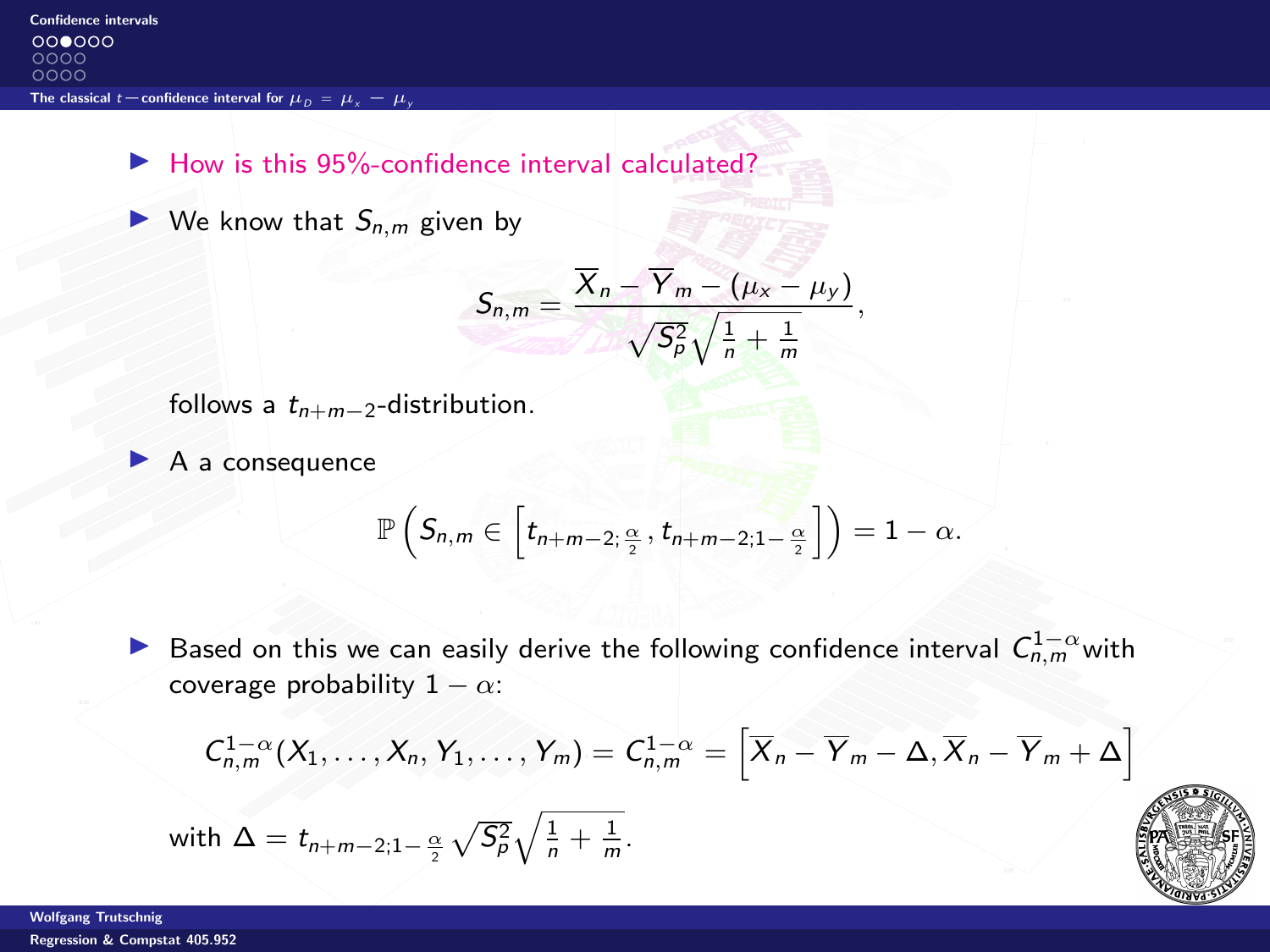- How is this 95%-confidence interval calculated?

- We know that $S_{n,m}$ given by

$$S_{n,m} = \frac{\overline{X}_n - \overline{Y}_m - (\mu_x - \mu_y)}{\sqrt{S_p^2}\sqrt{\frac{1}{n} + \frac{1}{m}}},$$

  follows a $t_{n+m-2}$-distribution.

- A a consequence

$$\mathbb{P}\left(S_{n,m} \in \left[t_{n+m-2;\frac{\alpha}{2}}, t_{n+m-2;1-\frac{\alpha}{2}}\right]\right) = 1 - \alpha.$$

- Based on this we can easily derive the following confidence interval $C_{n,m}^{1-\alpha}$with coverage probability $1 - \alpha$:

$$C_{n,m}^{1-\alpha}(X_1, \ldots, X_n, Y_1, \ldots, Y_m) = C_{n,m}^{1-\alpha} = \left[\overline{X}_n - \overline{Y}_m - \Delta, \overline{X}_n - \overline{Y}_m + \Delta\right]$$

  with $\Delta = t_{n+m-2;1-\frac{\alpha}{2}} \sqrt{S_p^2}\sqrt{\frac{1}{n} + \frac{1}{m}}$.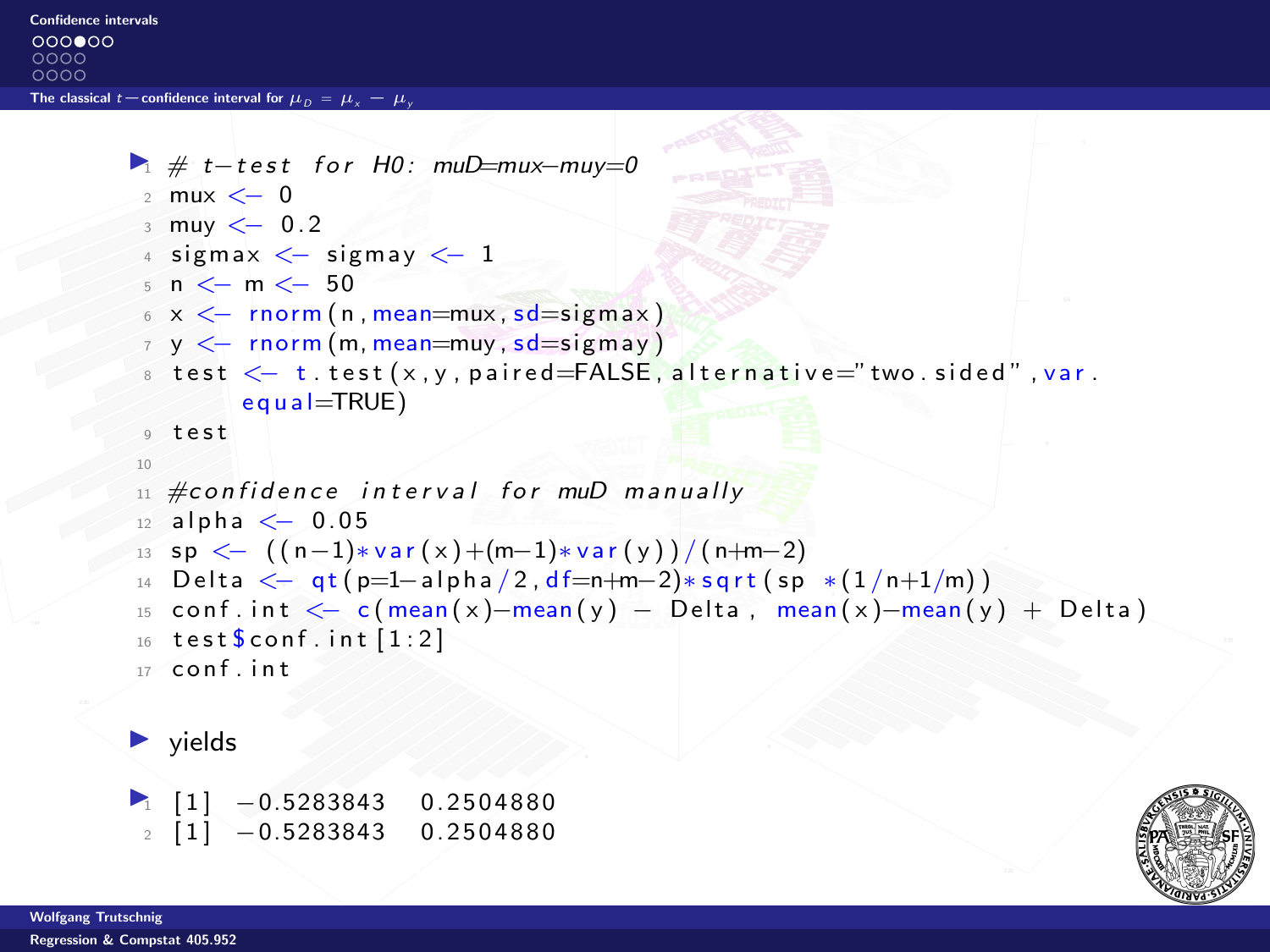## The classical $t$-confidence interval for $\mu_D = \mu_x - \mu_y$

```r
# t-test for H0: muD=mux-muy=0
mux <- 0
muy <- 0.2
sigmax <- sigmay <- 1
n <- m <- 50
x <- rnorm(n, mean=mux, sd=sigmax)
y <- rnorm(m, mean=muy, sd=sigmay)
test <- t.test(x,y, paired=FALSE, alternative="two.sided", var.equal=TRUE)
test

#confidence interval for muD manually
alpha <- 0.05
sp <- ((n-1)*var(x)+(m-1)*var(y))/(n+m-2)
Delta <- qt(p=1-alpha/2, df=n+m-2)*sqrt(sp *(1/n+1/m))
conf.int <- c(mean(x)-mean(y) - Delta, mean(x)-mean(y) + Delta)
test$conf.int[1:2]
conf.int
```

- yields

```
[1] -0.5283843  0.2504880
[1] -0.5283843  0.2504880
```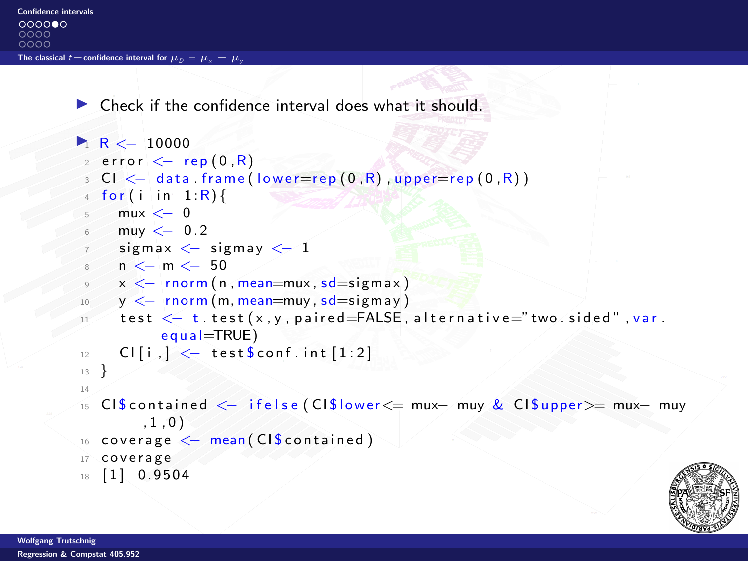- Check if the confidence interval does what it should.

```r
R <- 10000
error <- rep(0,R)
CI <- data.frame(lower=rep(0,R),upper=rep(0,R))
for(i in 1:R){
  mux <- 0
  muy <- 0.2
  sigmax <- sigmay <- 1
  n <- m <- 50
  x <- rnorm(n,mean=mux,sd=sigmax)
  y <- rnorm(m,mean=muy,sd=sigmay)
  test <- t.test(x,y,paired=FALSE,alternative="two.sided",var.
      equal=TRUE)
  CI[i,] <- test$conf.int[1:2]
}

CI$contained <- ifelse(CI$lower<= mux- muy & CI$upper>= mux- muy
    ,1,0)
coverage <- mean(CI$contained)
coverage
[1] 0.9504
```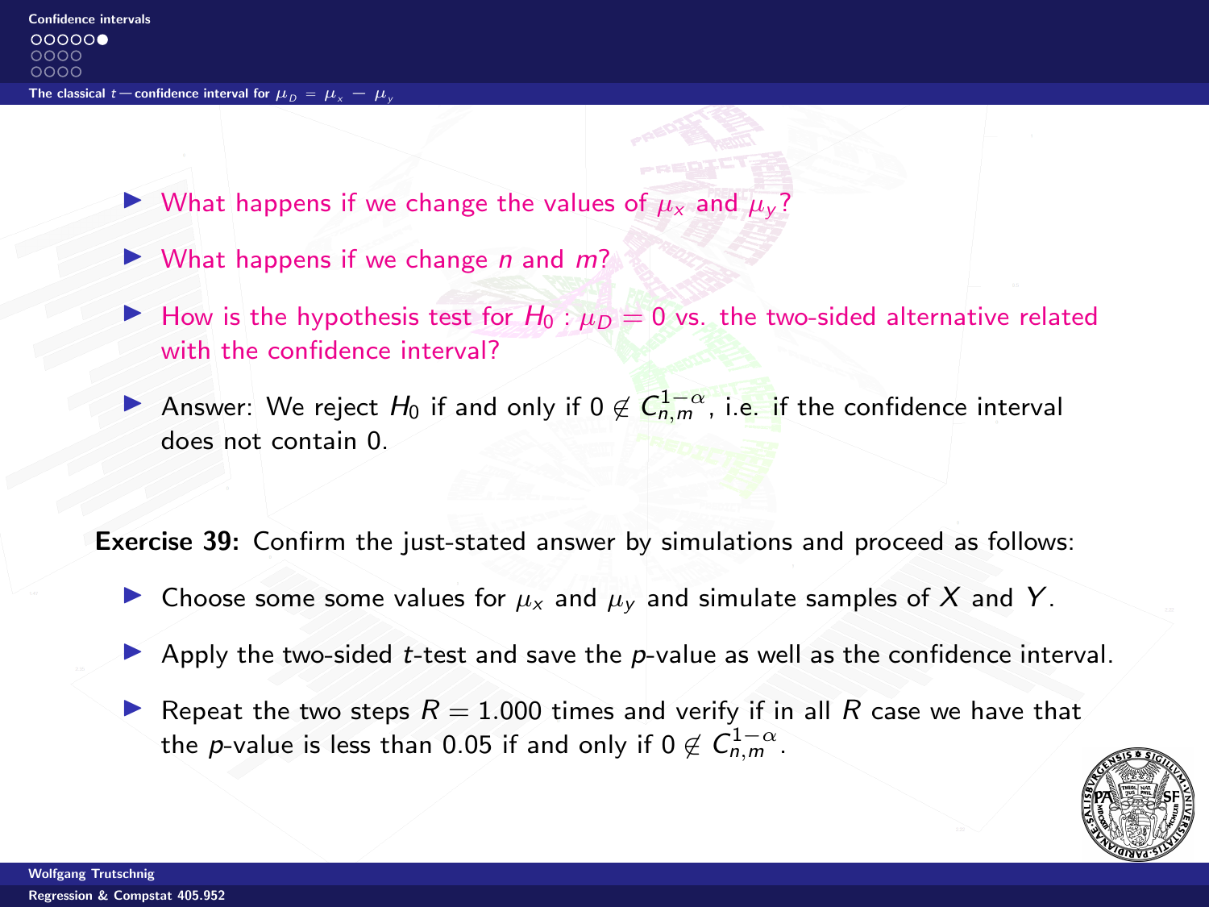- What happens if we change the values of $\mu_x$ and $\mu_y$?
- What happens if we change $n$ and $m$?
- How is the hypothesis test for $H_0 : \mu_D = 0$ vs. the two-sided alternative related with the confidence interval?
- Answer: We reject $H_0$ if and only if $0 \notin C_{n,m}^{1-\alpha}$, i.e. if the confidence interval does not contain 0.

**Exercise 39:** Confirm the just-stated answer by simulations and proceed as follows:

- Choose some some values for $\mu_x$ and $\mu_y$ and simulate samples of $X$ and $Y$.
- Apply the two-sided $t$-test and save the $p$-value as well as the confidence interval.
- Repeat the two steps $R = 1.000$ times and verify if in all $R$ case we have that the $p$-value is less than 0.05 if and only if $0 \notin C_{n,m}^{1-\alpha}$.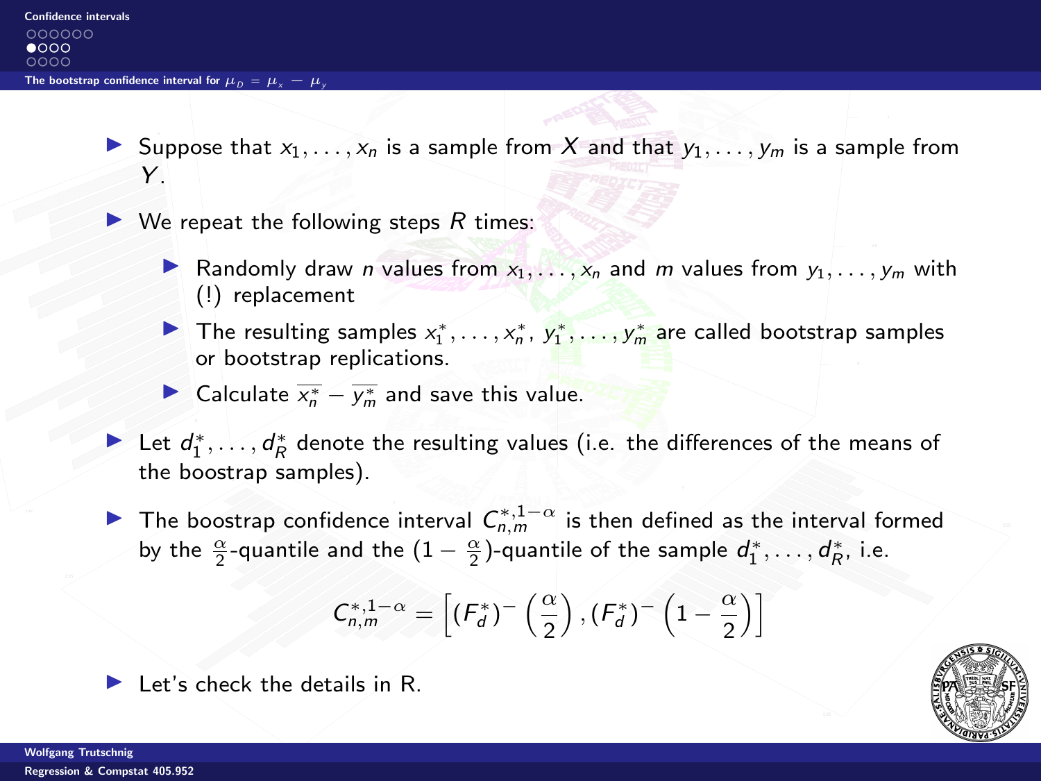## The bootstrap confidence interval for $\mu_D = \mu_x - \mu_y$

- Suppose that $x_1, \ldots, x_n$ is a sample from $X$ and that $y_1, \ldots, y_m$ is a sample from $Y$.
- We repeat the following steps $R$ times:
  - Randomly draw $n$ values from $x_1, \ldots, x_n$ and $m$ values from $y_1, \ldots, y_m$ with (!) replacement
  - The resulting samples $x_1^*, \ldots, x_n^*$, $y_1^*, \ldots, y_m^*$ are called bootstrap samples or bootstrap replications.
  - Calculate $\overline{x_n^*} - \overline{y_m^*}$ and save this value.
- Let $d_1^*, \ldots, d_R^*$ denote the resulting values (i.e. the differences of the means of the boostrap samples).
- The boostrap confidence interval $C_{n,m}^{*,1-\alpha}$ is then defined as the interval formed by the $\frac{\alpha}{2}$-quantile and the $(1 - \frac{\alpha}{2})$-quantile of the sample $d_1^*, \ldots, d_R^*$, i.e.

$$C_{n,m}^{*,1-\alpha} = \left[ (F_d^*)^- \left( \frac{\alpha}{2} \right), (F_d^*)^- \left( 1 - \frac{\alpha}{2} \right) \right]$$

- Let's check the details in R.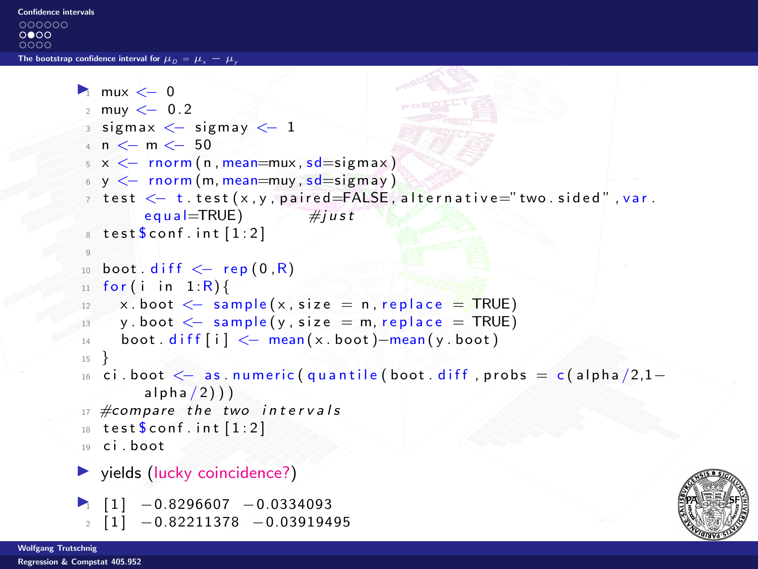## The bootstrap confidence interval for $\mu_D = \mu_x - \mu_y$

- ```r
  mux <- 0
  muy <- 0.2
  sigmax <- sigmay <- 1
  n <- m <- 50
  x <- rnorm(n, mean=mux, sd=sigmax)
  y <- rnorm(m, mean=muy, sd=sigmay)
  test <- t.test(x, y, paired=FALSE, alternative="two.sided", var.equal=TRUE)        #just
  test$conf.int[1:2]

  boot.diff <- rep(0,R)
  for(i in 1:R){
    x.boot <- sample(x, size = n, replace = TRUE)
    y.boot <- sample(y, size = m, replace = TRUE)
    boot.diff[i] <- mean(x.boot)-mean(y.boot)
  }
  ci.boot <- as.numeric(quantile(boot.diff, probs = c(alpha/2,1-alpha/2)))
  #compare the two intervals
  test$conf.int[1:2]
  ci.boot
  ```

- yields (lucky coincidence?)

- ```
  [1] -0.8296607 -0.0334093
  [1] -0.82211378 -0.03919495
  ```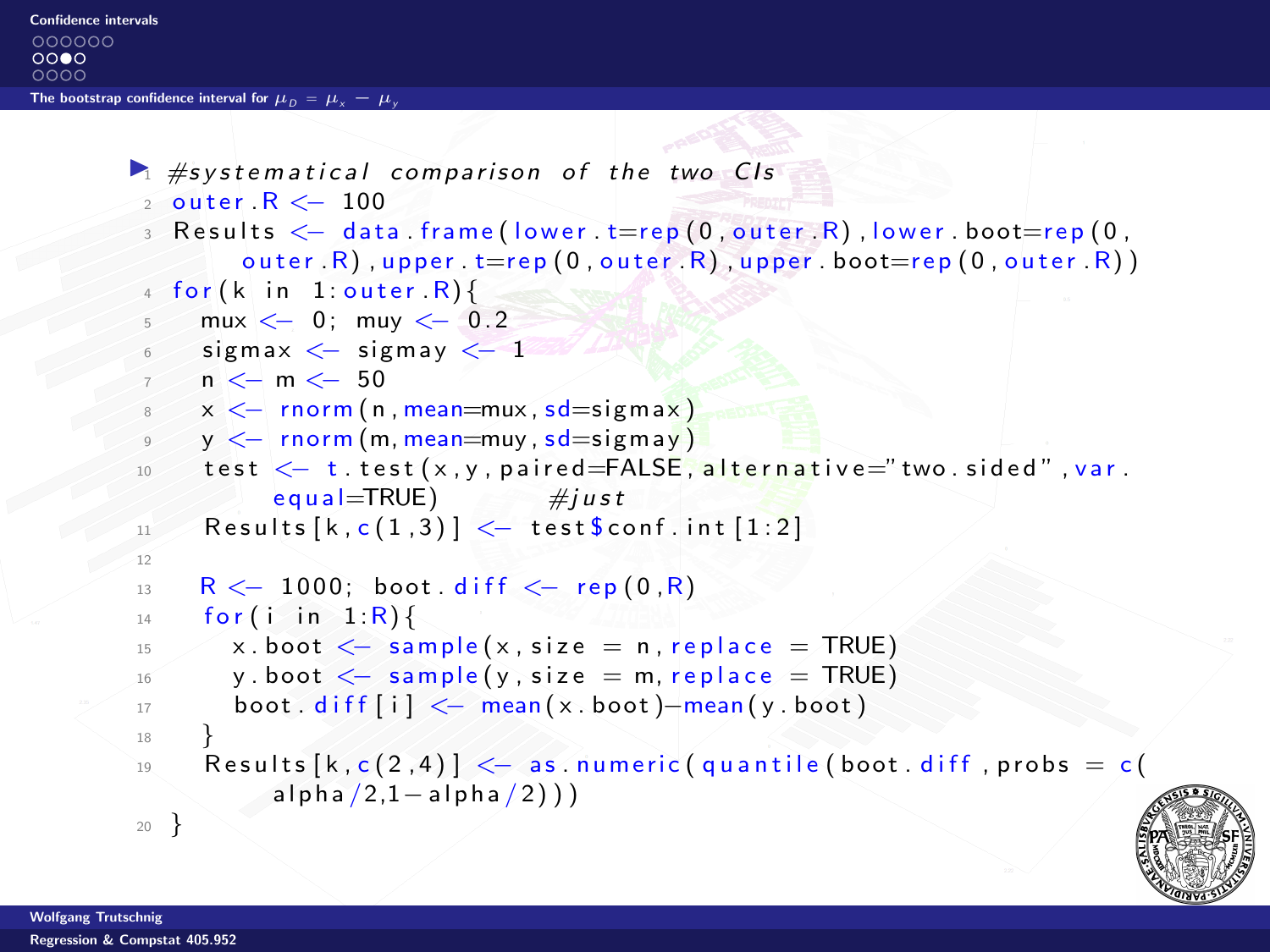## The bootstrap confidence interval for $\mu_D = \mu_x - \mu_y$

```r
#systematical comparison of the two CIs
outer.R <- 100
Results <- data.frame(lower.t=rep(0,outer.R),lower.boot=rep(0,
    outer.R),upper.t=rep(0,outer.R),upper.boot=rep(0,outer.R))
for(k in 1:outer.R){
  mux <- 0; muy <- 0.2
  sigmax <- sigmay <- 1
  n <- m <- 50
  x <- rnorm(n,mean=mux,sd=sigmax)
  y <- rnorm(m,mean=muy,sd=sigmay)
  test <- t.test(x,y,paired=FALSE,alternative="two.sided",var.
      equal=TRUE)        #just
  Results[k,c(1,3)] <- test$conf.int[1:2]

  R <- 1000; boot.diff <- rep(0,R)
  for(i in 1:R){
    x.boot <- sample(x,size = n,replace = TRUE)
    y.boot <- sample(y,size = m,replace = TRUE)
    boot.diff[i] <- mean(x.boot)-mean(y.boot)
  }
  Results[k,c(2,4)] <- as.numeric(quantile(boot.diff,probs = c(
      alpha/2,1-alpha/2)))
}
```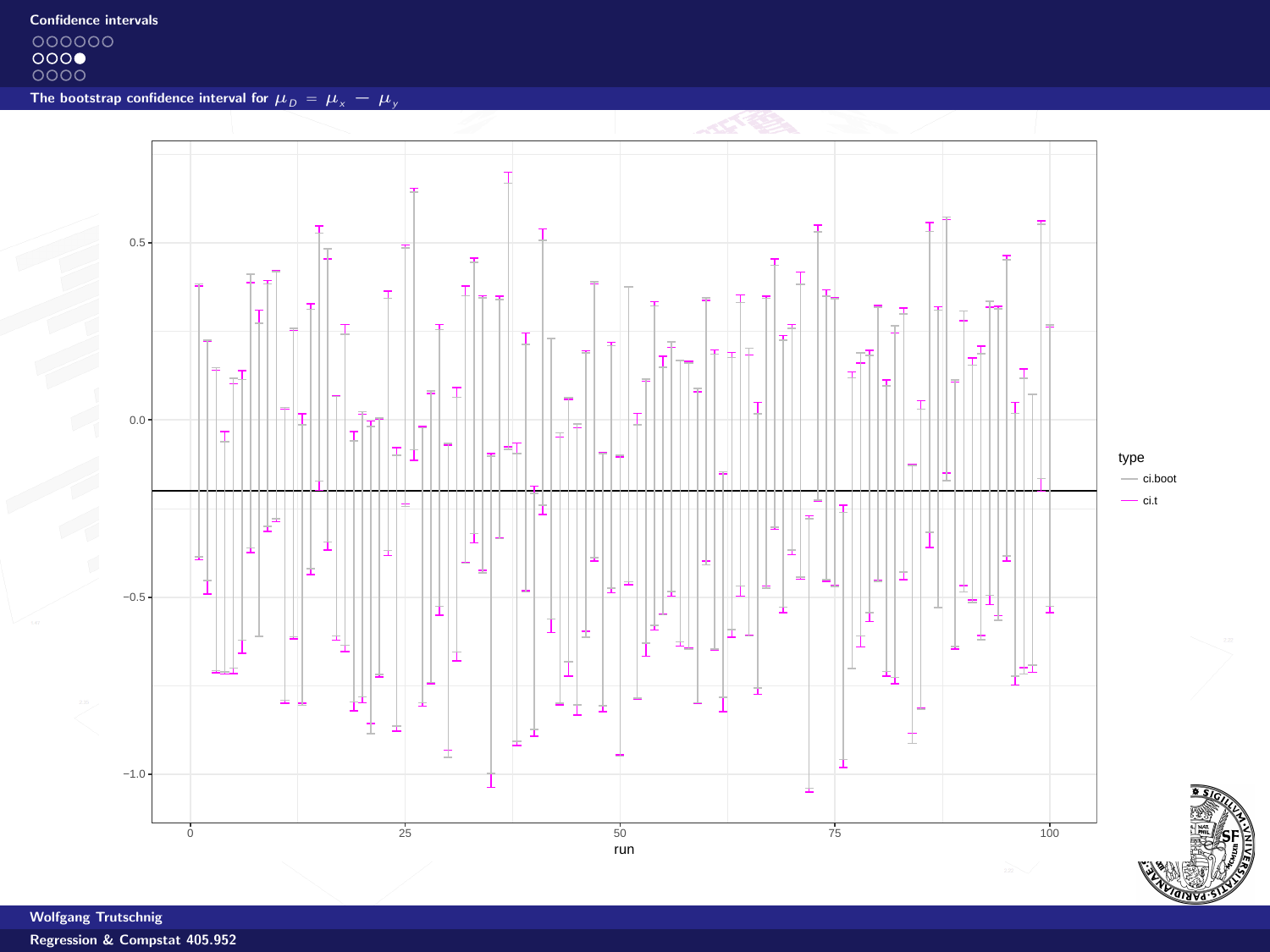## The bootstrap confidence interval for $\mu_D = \mu_x - \mu_y$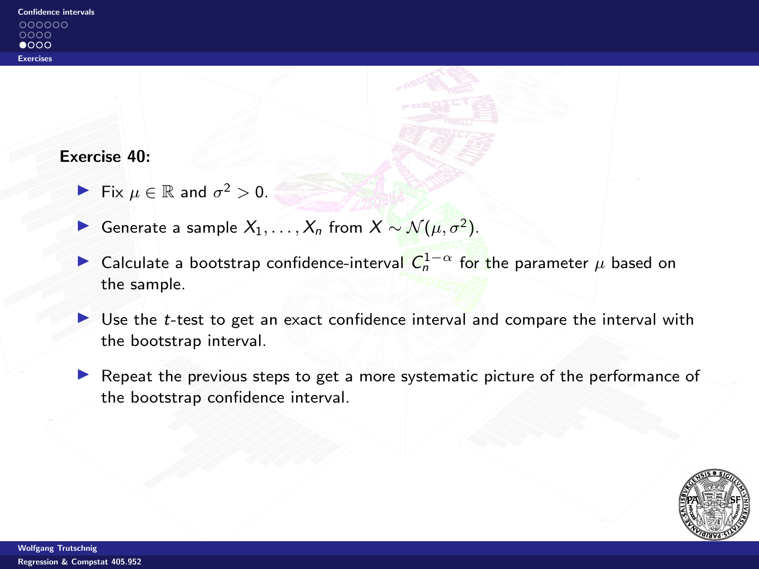**Exercise 40:**

- Fix $\mu \in \mathbb{R}$ and $\sigma^2 > 0$.
- Generate a sample $X_1, \ldots, X_n$ from $X \sim \mathcal{N}(\mu, \sigma^2)$.
- Calculate a bootstrap confidence-interval $C_n^{1-\alpha}$ for the parameter $\mu$ based on the sample.
- Use the $t$-test to get an exact confidence interval and compare the interval with the bootstrap interval.
- Repeat the previous steps to get a more systematic picture of the performance of the bootstrap confidence interval.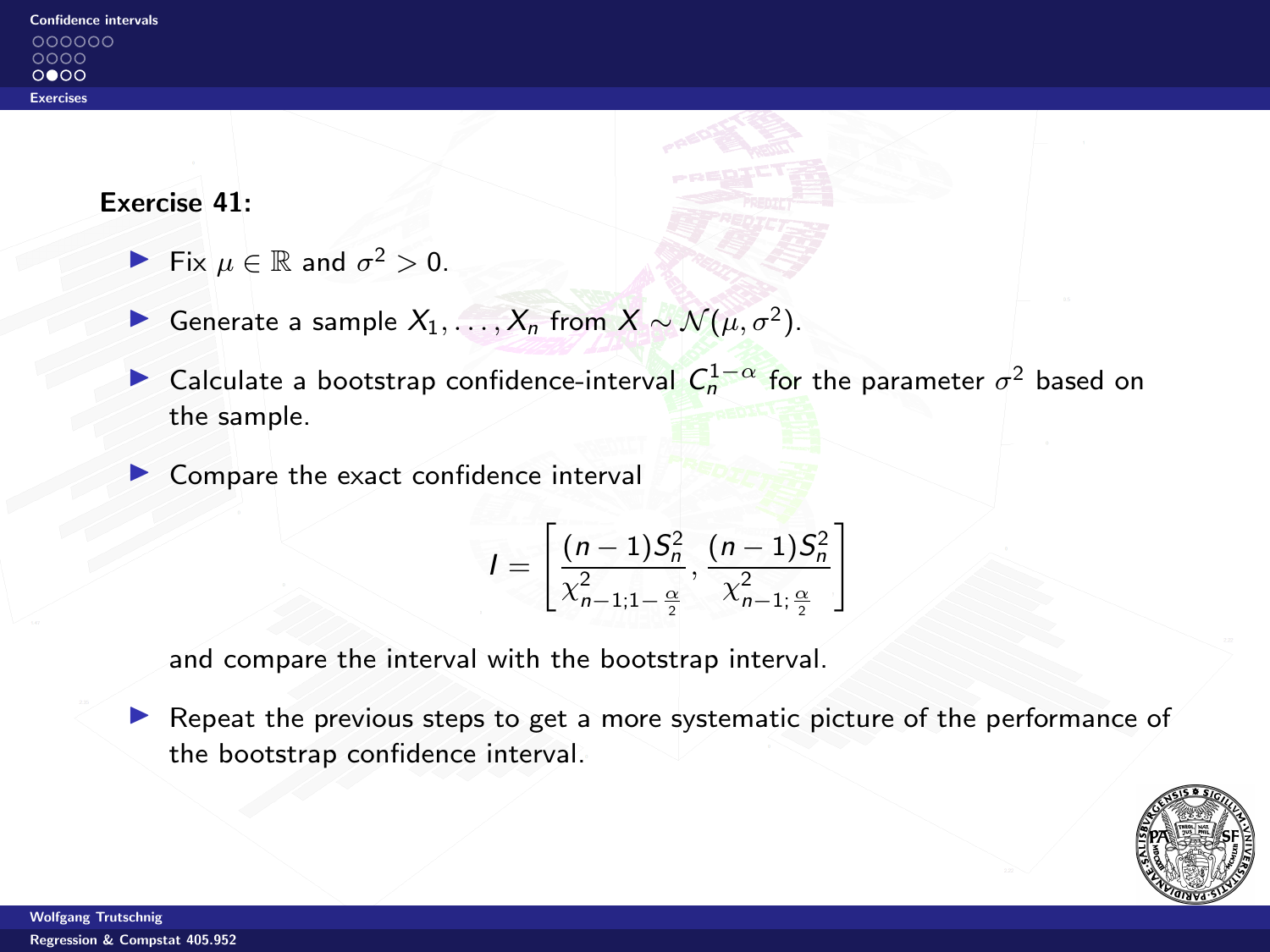**Exercise 41:**

- Fix $\mu \in \mathbb{R}$ and $\sigma^2 > 0$.
- Generate a sample $X_1, \ldots, X_n$ from $X \sim \mathcal{N}(\mu, \sigma^2)$.
- Calculate a bootstrap confidence-interval $C_n^{1-\alpha}$ for the parameter $\sigma^2$ based on the sample.
- Compare the exact confidence interval

$$I = \left[ \frac{(n-1)S_n^2}{\chi^2_{n-1;1-\frac{\alpha}{2}}}, \frac{(n-1)S_n^2}{\chi^2_{n-1;\frac{\alpha}{2}}} \right]$$

  and compare the interval with the bootstrap interval.
- Repeat the previous steps to get a more systematic picture of the performance of the bootstrap confidence interval.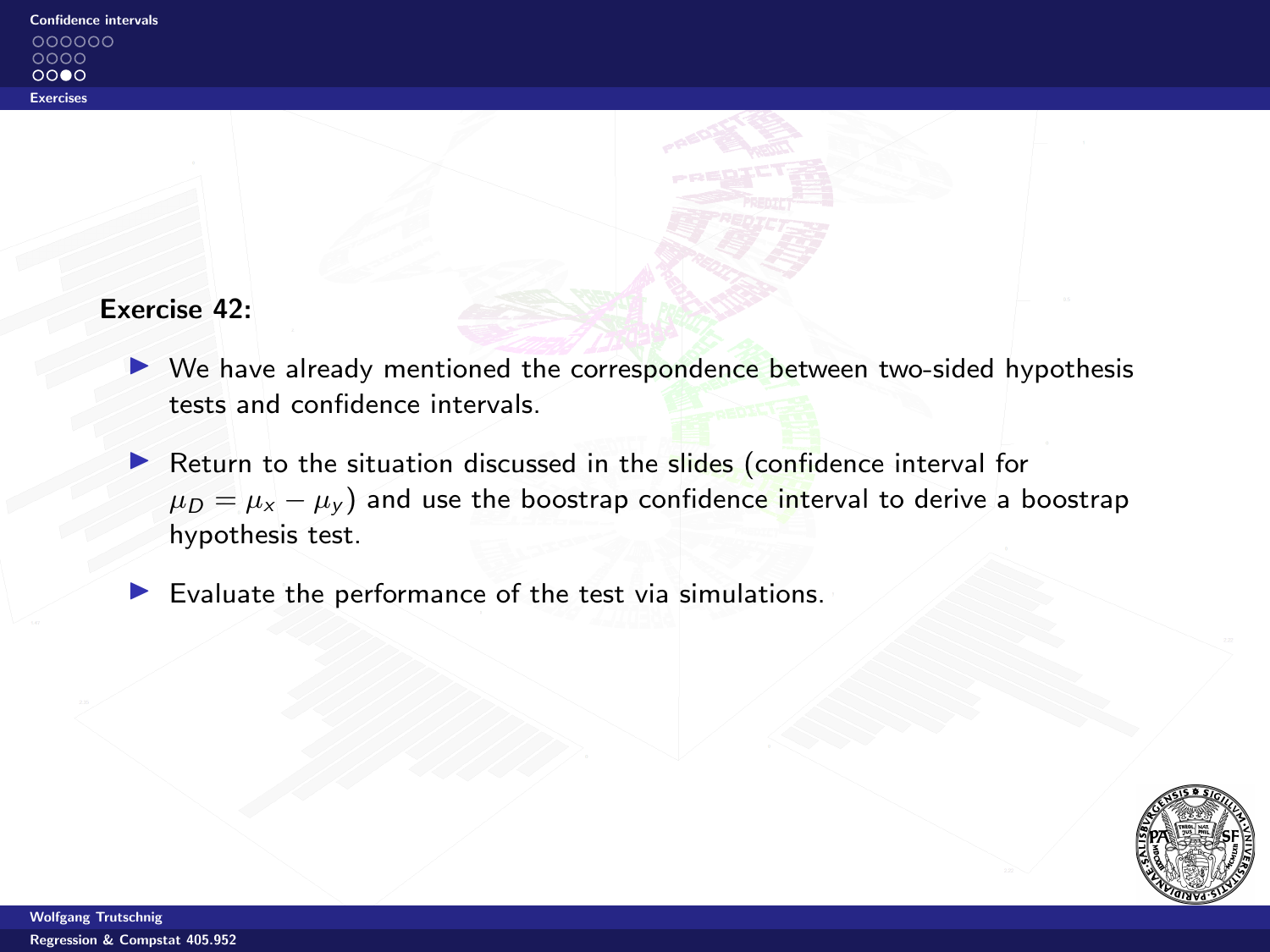**Exercise 42:**

- We have already mentioned the correspondence between two-sided hypothesis tests and confidence intervals.
- Return to the situation discussed in the slides (confidence interval for $\mu_D = \mu_x - \mu_y$) and use the boostrap confidence interval to derive a boostrap hypothesis test.
- Evaluate the performance of the test via simulations.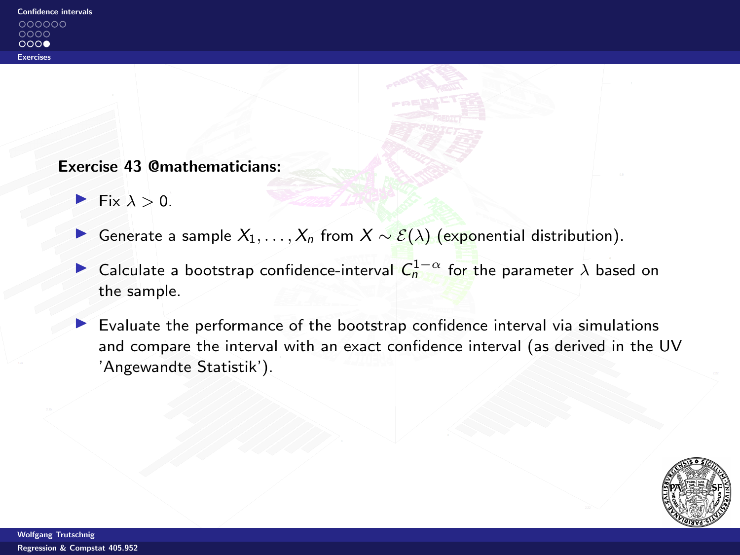**Exercise 43 @mathematicians:**

- Fix $\lambda > 0$.
- Generate a sample $X_1, \ldots, X_n$ from $X \sim \mathcal{E}(\lambda)$ (exponential distribution).
- Calculate a bootstrap confidence-interval $C_n^{1-\alpha}$ for the parameter $\lambda$ based on the sample.
- Evaluate the performance of the bootstrap confidence interval via simulations and compare the interval with an exact confidence interval (as derived in the UV 'Angewandte Statistik').